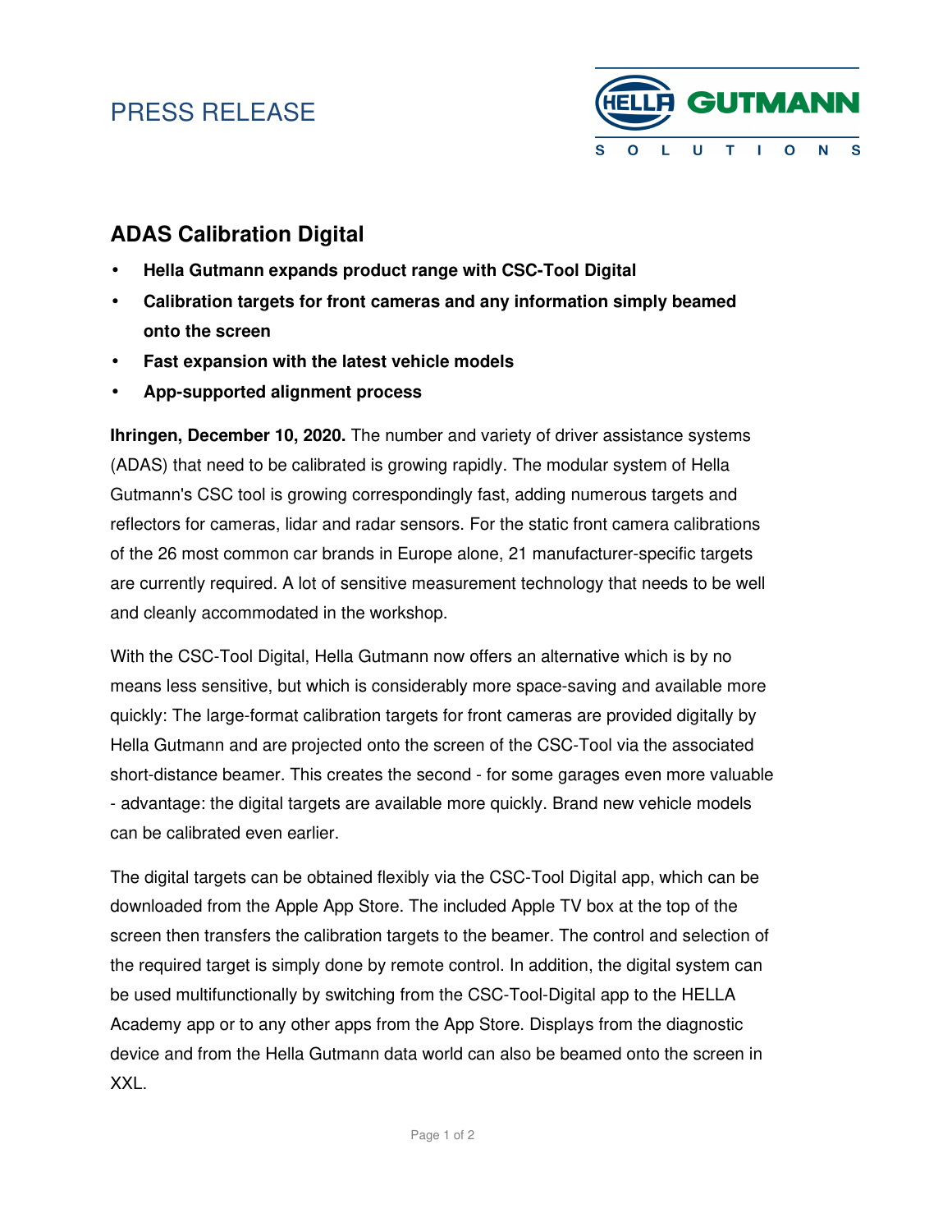PRESS RELEASE

## ADAS Calibration Digital

- **Hella Gutmann expands product range with CSC-Tool Digital**
- **Calibration targets for front cameras and any information simply beamed onto the screen**
- **Fast expansion with the latest vehicle models**
- **App-supported alignment process**

**Ihringen, December 10, 2020.** The number and variety of driver assistance systems (ADAS) that need to be calibrated is growing rapidly. The modular system of Hella Gutmann's CSC tool is growing correspondingly fast, adding numerous targets and reflectors for cameras, lidar and radar sensors. For the static front camera calibrations of the 26 most common car brands in Europe alone, 21 manufacturer-specific targets are currently required. A lot of sensitive measurement technology that needs to be well and cleanly accommodated in the workshop.

With the CSC-Tool Digital, Hella Gutmann now offers an alternative which is by no means less sensitive, but which is considerably more space-saving and available more quickly: The large-format calibration targets for front cameras are provided digitally by Hella Gutmann and are projected onto the screen of the CSC-Tool via the associated short-distance beamer. This creates the second - for some garages even more valuable - advantage: the digital targets are available more quickly. Brand new vehicle models can be calibrated even earlier.

The digital targets can be obtained flexibly via the CSC-Tool Digital app, which can be downloaded from the Apple App Store. The included Apple TV box at the top of the screen then transfers the calibration targets to the beamer. The control and selection of the required target is simply done by remote control. In addition, the digital system can be used multifunctionally by switching from the CSC-Tool-Digital app to the HELLA Academy app or to any other apps from the App Store. Displays from the diagnostic device and from the Hella Gutmann data world can also be beamed onto the screen in XXL.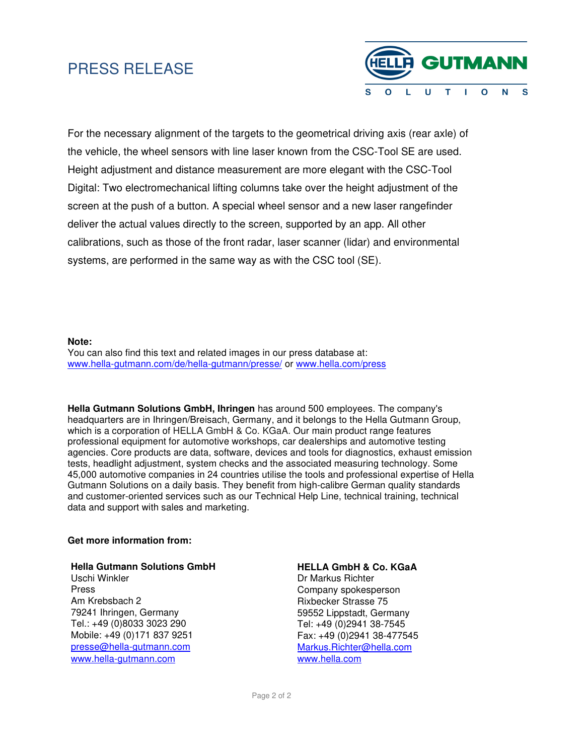For the necessary alignment of the targets to the geometrical driving axis (rear axle) of the vehicle, the wheel sensors with line laser known from the CSC-Tool SE are used. Height adjustment and distance measurement are more elegant with the CSC-Tool Digital: Two electromechanical lifting columns take over the height adjustment of the screen at the push of a button. A special wheel sensor and a new laser rangefinder deliver the actual values directly to the screen, supported by an app. All other calibrations, such as those of the front radar, laser scanner (lidar) and environmental systems, are performed in the same way as with the CSC tool (SE).

**Note:**
You can also find this text and related images in our press database at:
www.hella-gutmann.com/de/hella-gutmann/presse/ or www.hella.com/press

**Hella Gutmann Solutions GmbH, Ihringen** has around 500 employees. The company's headquarters are in Ihringen/Breisach, Germany, and it belongs to the Hella Gutmann Group, which is a corporation of HELLA GmbH & Co. KGaA. Our main product range features professional equipment for automotive workshops, car dealerships and automotive testing agencies. Core products are data, software, devices and tools for diagnostics, exhaust emission tests, headlight adjustment, system checks and the associated measuring technology. Some 45,000 automotive companies in 24 countries utilise the tools and professional expertise of Hella Gutmann Solutions on a daily basis. They benefit from high-calibre German quality standards and customer-oriented services such as our Technical Help Line, technical training, technical data and support with sales and marketing.

**Get more information from:**

**Hella Gutmann Solutions GmbH**
Uschi Winkler
Press
Am Krebsbach 2
79241 Ihringen, Germany
Tel.: +49 (0)8033 3023 290
Mobile: +49 (0)171 837 9251
presse@hella-gutmann.com
www.hella-gutmann.com

**HELLA GmbH & Co. KGaA**
Dr Markus Richter
Company spokesperson
Rixbecker Strasse 75
59552 Lippstadt, Germany
Tel: +49 (0)2941 38-7545
Fax: +49 (0)2941 38-477545
Markus.Richter@hella.com
www.hella.com